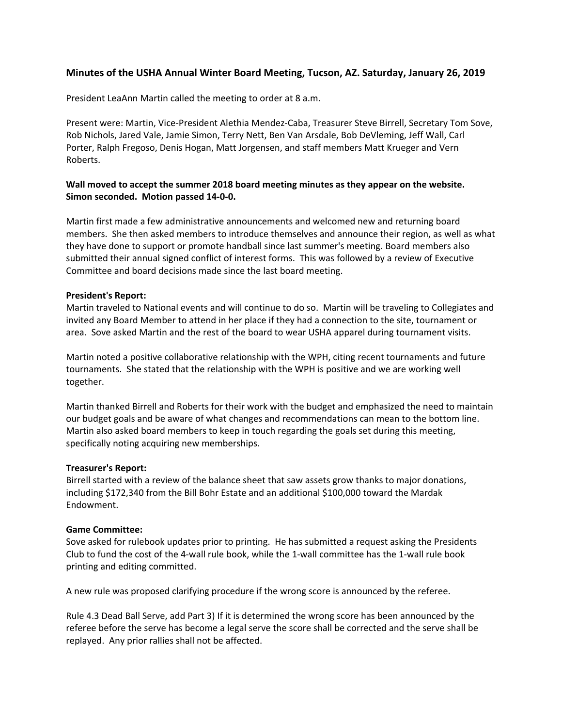## Minutes of the USHA Annual Winter Board Meeting, Tucson, AZ. Saturday, January 26, 2019

President LeaAnn Martin called the meeting to order at 8 a.m.

Present were: Martin, Vice-President Alethia Mendez-Caba, Treasurer Steve Birrell, Secretary Tom Sove, Rob Nichols, Jared Vale, Jamie Simon, Terry Nett, Ben Van Arsdale, Bob DeVleming, Jeff Wall, Carl Porter, Ralph Fregoso, Denis Hogan, Matt Jorgensen, and staff members Matt Krueger and Vern Roberts.

**Wall moved to accept the summer 2018 board meeting minutes as they appear on the website. Simon seconded. Motion passed 14-0-0.**

Martin first made a few administrative announcements and welcomed new and returning board members. She then asked members to introduce themselves and announce their region, as well as what they have done to support or promote handball since last summer's meeting. Board members also submitted their annual signed conflict of interest forms. This was followed by a review of Executive Committee and board decisions made since the last board meeting.

**President's Report:**
Martin traveled to National events and will continue to do so. Martin will be traveling to Collegiates and invited any Board Member to attend in her place if they had a connection to the site, tournament or area. Sove asked Martin and the rest of the board to wear USHA apparel during tournament visits.

Martin noted a positive collaborative relationship with the WPH, citing recent tournaments and future tournaments. She stated that the relationship with the WPH is positive and we are working well together.

Martin thanked Birrell and Roberts for their work with the budget and emphasized the need to maintain our budget goals and be aware of what changes and recommendations can mean to the bottom line. Martin also asked board members to keep in touch regarding the goals set during this meeting, specifically noting acquiring new memberships.

**Treasurer's Report:**
Birrell started with a review of the balance sheet that saw assets grow thanks to major donations, including $172,340 from the Bill Bohr Estate and an additional $100,000 toward the Mardak Endowment.

**Game Committee:**
Sove asked for rulebook updates prior to printing. He has submitted a request asking the Presidents Club to fund the cost of the 4-wall rule book, while the 1-wall committee has the 1-wall rule book printing and editing committed.

A new rule was proposed clarifying procedure if the wrong score is announced by the referee.

Rule 4.3 Dead Ball Serve, add Part 3) If it is determined the wrong score has been announced by the referee before the serve has become a legal serve the score shall be corrected and the serve shall be replayed. Any prior rallies shall not be affected.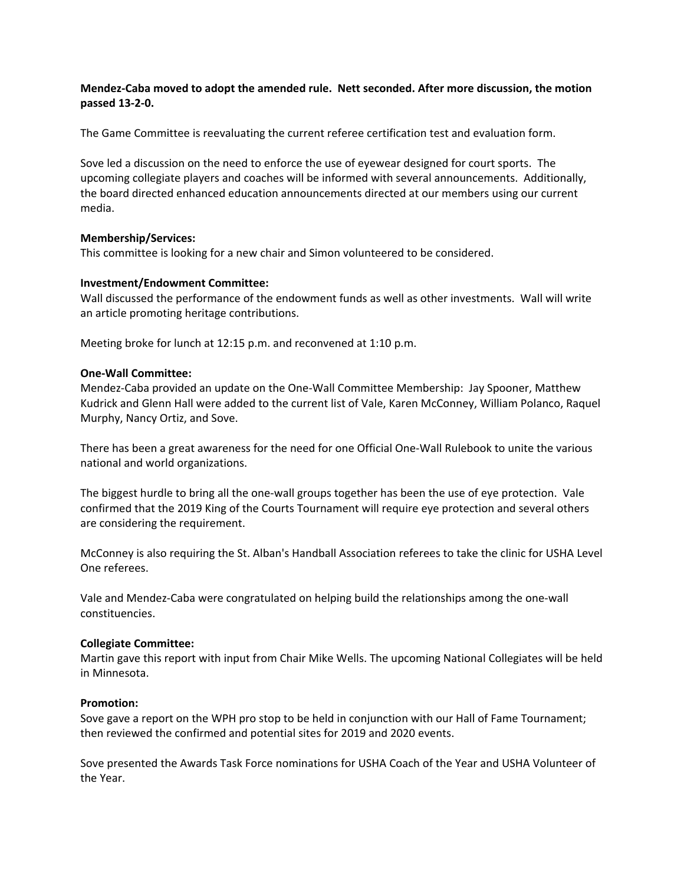**Mendez-Caba moved to adopt the amended rule. Nett seconded. After more discussion, the motion passed 13-2-0.**

The Game Committee is reevaluating the current referee certification test and evaluation form.

Sove led a discussion on the need to enforce the use of eyewear designed for court sports. The upcoming collegiate players and coaches will be informed with several announcements. Additionally, the board directed enhanced education announcements directed at our members using our current media.

**Membership/Services:**
This committee is looking for a new chair and Simon volunteered to be considered.

**Investment/Endowment Committee:**
Wall discussed the performance of the endowment funds as well as other investments. Wall will write an article promoting heritage contributions.

Meeting broke for lunch at 12:15 p.m. and reconvened at 1:10 p.m.

**One-Wall Committee:**
Mendez-Caba provided an update on the One-Wall Committee Membership: Jay Spooner, Matthew Kudrick and Glenn Hall were added to the current list of Vale, Karen McConney, William Polanco, Raquel Murphy, Nancy Ortiz, and Sove.

There has been a great awareness for the need for one Official One-Wall Rulebook to unite the various national and world organizations.

The biggest hurdle to bring all the one-wall groups together has been the use of eye protection. Vale confirmed that the 2019 King of the Courts Tournament will require eye protection and several others are considering the requirement.

McConney is also requiring the St. Alban's Handball Association referees to take the clinic for USHA Level One referees.

Vale and Mendez-Caba were congratulated on helping build the relationships among the one-wall constituencies.

**Collegiate Committee:**
Martin gave this report with input from Chair Mike Wells. The upcoming National Collegiates will be held in Minnesota.

**Promotion:**
Sove gave a report on the WPH pro stop to be held in conjunction with our Hall of Fame Tournament; then reviewed the confirmed and potential sites for 2019 and 2020 events.

Sove presented the Awards Task Force nominations for USHA Coach of the Year and USHA Volunteer of the Year.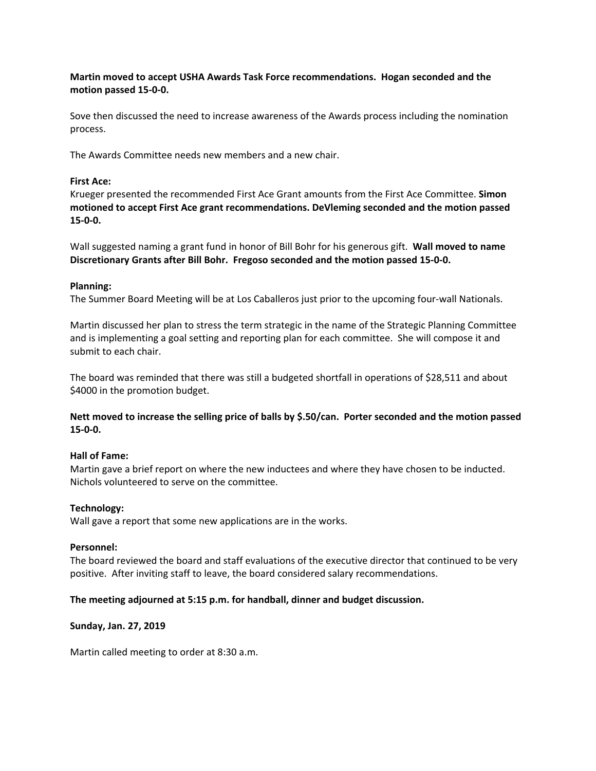**Martin moved to accept USHA Awards Task Force recommendations. Hogan seconded and the motion passed 15-0-0.**

Sove then discussed the need to increase awareness of the Awards process including the nomination process.

The Awards Committee needs new members and a new chair.

**First Ace:**
Krueger presented the recommended First Ace Grant amounts from the First Ace Committee. **Simon motioned to accept First Ace grant recommendations. DeVleming seconded and the motion passed 15-0-0.**

Wall suggested naming a grant fund in honor of Bill Bohr for his generous gift. **Wall moved to name Discretionary Grants after Bill Bohr. Fregoso seconded and the motion passed 15-0-0.**

**Planning:**
The Summer Board Meeting will be at Los Caballeros just prior to the upcoming four-wall Nationals.

Martin discussed her plan to stress the term strategic in the name of the Strategic Planning Committee and is implementing a goal setting and reporting plan for each committee. She will compose it and submit to each chair.

The board was reminded that there was still a budgeted shortfall in operations of $28,511 and about $4000 in the promotion budget.

**Nett moved to increase the selling price of balls by $.50/can. Porter seconded and the motion passed 15-0-0.**

**Hall of Fame:**
Martin gave a brief report on where the new inductees and where they have chosen to be inducted. Nichols volunteered to serve on the committee.

**Technology:**
Wall gave a report that some new applications are in the works.

**Personnel:**
The board reviewed the board and staff evaluations of the executive director that continued to be very positive. After inviting staff to leave, the board considered salary recommendations.

**The meeting adjourned at 5:15 p.m. for handball, dinner and budget discussion.**

**Sunday, Jan. 27, 2019**

Martin called meeting to order at 8:30 a.m.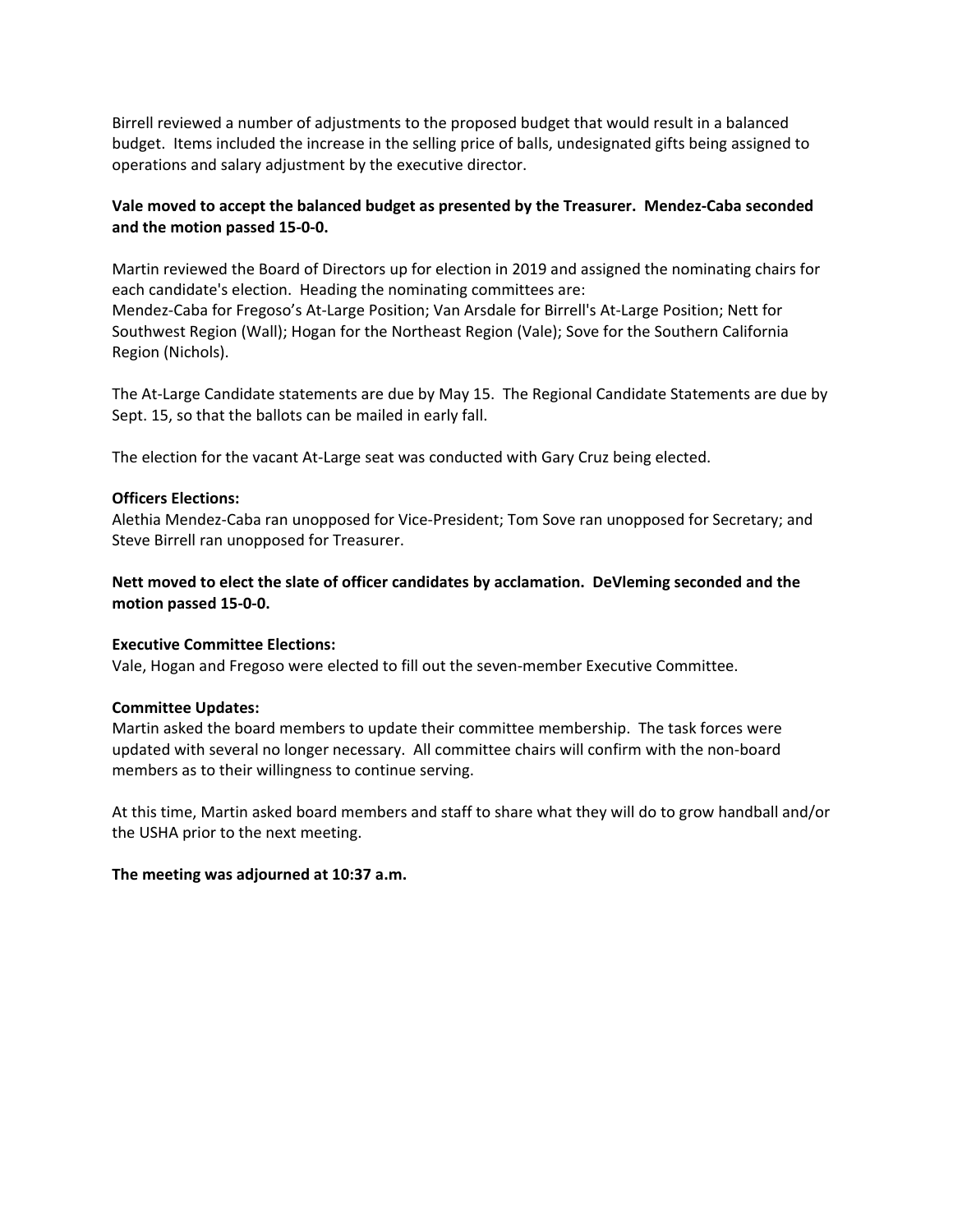Birrell reviewed a number of adjustments to the proposed budget that would result in a balanced budget. Items included the increase in the selling price of balls, undesignated gifts being assigned to operations and salary adjustment by the executive director.

**Vale moved to accept the balanced budget as presented by the Treasurer. Mendez-Caba seconded and the motion passed 15-0-0.**

Martin reviewed the Board of Directors up for election in 2019 and assigned the nominating chairs for each candidate's election. Heading the nominating committees are:
Mendez-Caba for Fregoso's At-Large Position; Van Arsdale for Birrell's At-Large Position; Nett for Southwest Region (Wall); Hogan for the Northeast Region (Vale); Sove for the Southern California Region (Nichols).

The At-Large Candidate statements are due by May 15. The Regional Candidate Statements are due by Sept. 15, so that the ballots can be mailed in early fall.

The election for the vacant At-Large seat was conducted with Gary Cruz being elected.

**Officers Elections:**
Alethia Mendez-Caba ran unopposed for Vice-President; Tom Sove ran unopposed for Secretary; and Steve Birrell ran unopposed for Treasurer.

**Nett moved to elect the slate of officer candidates by acclamation. DeVleming seconded and the motion passed 15-0-0.**

**Executive Committee Elections:**
Vale, Hogan and Fregoso were elected to fill out the seven-member Executive Committee.

**Committee Updates:**
Martin asked the board members to update their committee membership. The task forces were updated with several no longer necessary. All committee chairs will confirm with the non-board members as to their willingness to continue serving.

At this time, Martin asked board members and staff to share what they will do to grow handball and/or the USHA prior to the next meeting.

**The meeting was adjourned at 10:37 a.m.**